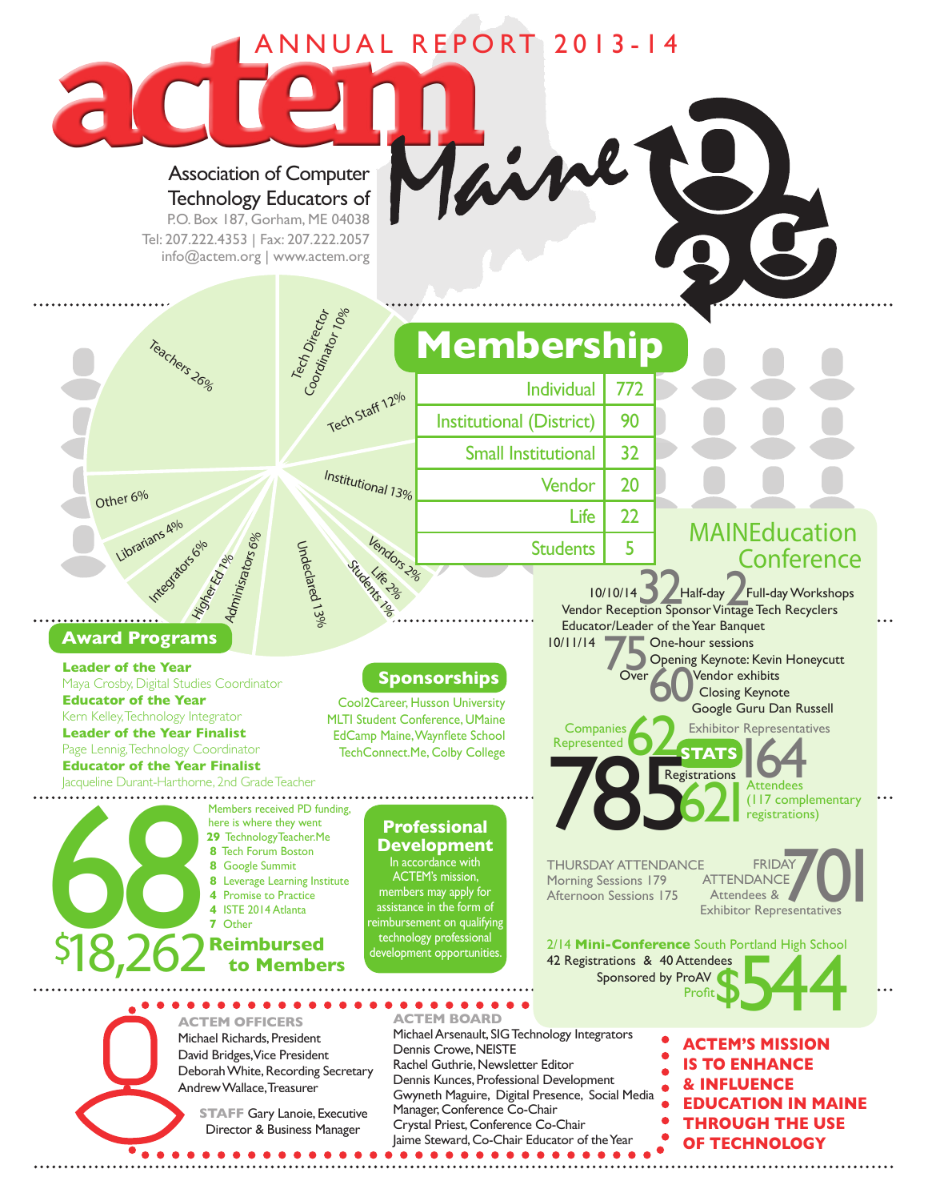# ANNUAL REPORT 2013-14

# actem Maine

Association of Computer Technology Educators of Maine
P.O. Box 187, Gorham, ME 04038
Tel: 207.222.4353 | Fax: 207.222.2057
info@actem.org | www.actem.org

## Membership

Teachers 26%, Tech Director Coordinator 10%, Tech Staff 12%, Institutional 13%, Vendors 2%, Life 2%, Students 1%, Undeclared 13%, Adminisrators 6%, Higher Ed 1%, Integrators 6%, Librarians 4%, Other 6%

| Membership | |
|---|---|
| Individual | 772 |
| Institutional (District) | 90 |
| Small Institutional | 32 |
| Vendor | 20 |
| Life | 22 |
| Students | 5 |

## Award Programs

**Leader of the Year**
Maya Crosby, Digital Studies Coordinator

**Educator of the Year**
Kern Kelley, Technology Integrator

**Leader of the Year Finalist**
Page Lennig, Technology Coordinator

**Educator of the Year Finalist**
Jacqueline Durant-Harthorne, 2nd Grade Teacher

## Sponsorships

Cool2Career, Husson University
MLTI Student Conference, UMaine
EdCamp Maine, Waynflete School
TechConnect.Me, Colby College

## MAINEducation Conference

10/10/14 **32** Half-day **2** Full-day Workshops
Vendor Reception Sponsor Vintage Tech Recyclers
Educator/Leader of the Year Banquet

10/11/14 **75** One-hour sessions
Opening Keynote: Kevin Honeycutt
Over **60** Vendor exhibits
Closing Keynote
Google Guru Dan Russell

Companies Represented **62**
Exhibitor Representatives **164**

**STATS**

**785** Registrations
**621** Attendees (117 complementary registrations)

THURSDAY ATTENDANCE
Morning Sessions 179
Afternoon Sessions 175

FRIDAY ATTENDANCE **701**
Attendees & Exhibitor Representatives

2/14 **Mini-Conference** South Portland High School
42 Registrations & 40 Attendees
Sponsored by ProAV
Profit **$544**

**68** Members received PD funding, here is where they went

- **29** TechnologyTeacher.Me
- **8** Tech Forum Boston
- **8** Google Summit
- **8** Leverage Learning Institute
- **4** Promise to Practice
- **4** ISTE 2014 Atlanta
- **7** Other

**$18,262 Reimbursed to Members**

## Professional Development

In accordance with ACTEM's mission, members may apply for assistance in the form of reimbursement on qualifying technology professional development opportunities.

### ACTEM OFFICERS

Michael Richards, President
David Bridges, Vice President
Deborah White, Recording Secretary
Andrew Wallace, Treasurer

**STAFF** Gary Lanoie, Executive Director & Business Manager

### ACTEM BOARD

Michael Arsenault, SIG Technology Integrators
Dennis Crowe, NEISTE
Rachel Guthrie, Newsletter Editor
Dennis Kunces, Professional Development
Gwyneth Maguire, Digital Presence, Social Media Manager, Conference Co-Chair
Crystal Priest, Conference Co-Chair
Jaime Steward, Co-Chair Educator of the Year

**ACTEM'S MISSION IS TO ENHANCE & INFLUENCE EDUCATION IN MAINE THROUGH THE USE OF TECHNOLOGY**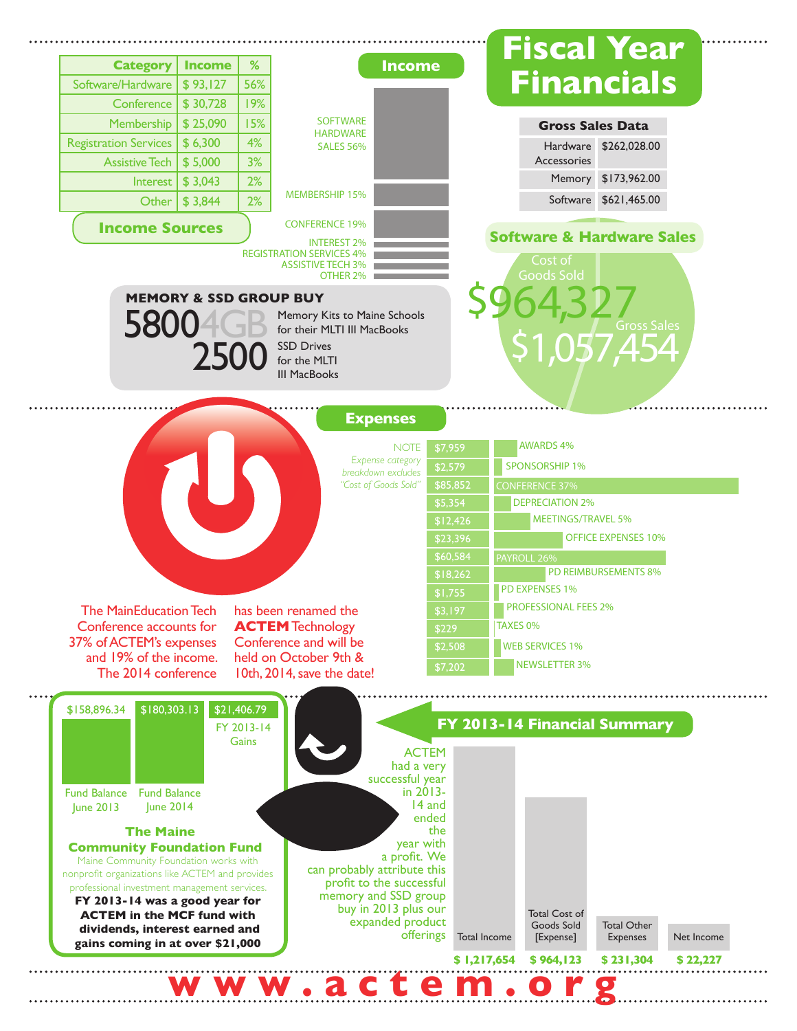# Fiscal Year Financials

## Income Sources

| Category | Income | % |
|---|---|---|
| Software/Hardware | $ 93,127 | 56% |
| Conference | $ 30,728 | 19% |
| Membership | $ 25,090 | 15% |
| Registration Services | $ 6,300 | 4% |
| Assistive Tech | $ 5,000 | 3% |
| Interest | $ 3,043 | 2% |
| Other | $ 3,844 | 2% |

## Income

SOFTWARE HARDWARE SALES 56%
MEMBERSHIP 15%
CONFERENCE 19%
INTEREST 2%
REGISTRATION SERVICES 4%
ASSISTIVE TECH 3%
OTHER 2%

## Gross Sales Data

| | |
|---|---|
| Hardware Accessories | $262,028.00 |
| Memory | $173,962.00 |
| Software | $621,465.00 |

## Software & Hardware Sales

Cost of Goods Sold
$964,327
Gross Sales
$1,057,454

## MEMORY & SSD GROUP BUY

5800 4GB Memory Kits to Maine Schools for their MLTI III MacBooks

2500 SSD Drives for the MLTI III MacBooks

## Expenses

NOTE
*Expense category breakdown excludes "Cost of Goods Sold"*

$7,959 AWARDS 4%
$2,579 SPONSORSHIP 1%
$85,852 CONFERENCE 37%
$5,354 DEPRECIATION 2%
$12,426 MEETINGS/TRAVEL 5%
$23,396 OFFICE EXPENSES 10%
$60,584 PAYROLL 26%
$18,262 PD REIMBURSEMENTS 8%
$1,755 PD EXPENSES 1%
$3,197 PROFESSIONAL FEES 2%
$229 TAXES 0%
$2,508 WEB SERVICES 1%
$7,202 NEWSLETTER 3%

The MainEducation Tech Conference accounts for 37% of ACTEM's expenses and 19% of the income. The 2014 conference has been renamed the **ACTEM** Technology Conference and will be held on October 9th & 10th, 2014, save the date!

$158,896.34 Fund Balance June 2013
$180,303.13 Fund Balance June 2014
$21,406.79 FY 2013-14 Gains

### The Maine Community Foundation Fund

Maine Community Foundation works with nonprofit organizations like ACTEM and provides professional investment management services.

**FY 2013-14 was a good year for ACTEM in the MCF fund with dividends, interest earned and gains coming in at over $21,000**

## FY 2013-14 Financial Summary

ACTEM had a very successful year in 2013-14 and ended the year with a profit. We can probably attribute this profit to the successful memory and SSD group buy in 2013 plus our expanded product offerings

Total Income $ 1,217,654
Total Cost of Goods Sold [Expense] $ 964,123
Total Other Expenses $ 231,304
Net Income $ 22,227

www.actem.org